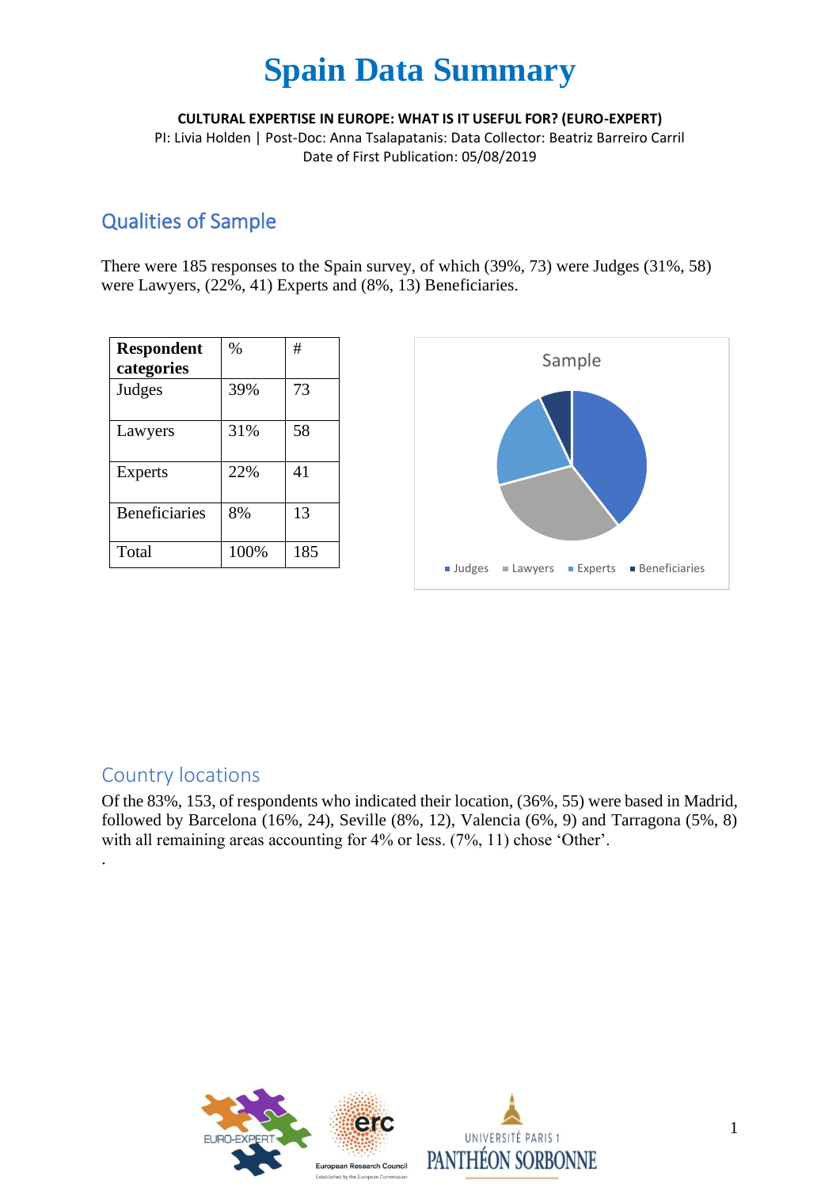# Spain Data Summary

**CULTURAL EXPERTISE IN EUROPE: WHAT IS IT USEFUL FOR? (EURO-EXPERT)**

PI: Livia Holden | Post-Doc: Anna Tsalapatanis: Data Collector: Beatriz Barreiro Carril

Date of First Publication: 05/08/2019

## Qualities of Sample

There were 185 responses to the Spain survey, of which (39%, 73) were Judges (31%, 58) were Lawyers, (22%, 41) Experts and (8%, 13) Beneficiaries.

| **Respondent categories** | % | # |
|---|---|---|
| Judges | 39% | 73 |
| Lawyers | 31% | 58 |
| Experts | 22% | 41 |
| Beneficiaries | 8% | 13 |
| Total | 100% | 185 |

Sample

Judges, Lawyers, Experts, Beneficiaries

## Country locations

Of the 83%, 153, of respondents who indicated their location, (36%, 55) were based in Madrid, followed by Barcelona (16%, 24), Seville (8%, 12), Valencia (6%, 9) and Tarragona (5%, 8) with all remaining areas accounting for 4% or less. (7%, 11) chose 'Other'.

.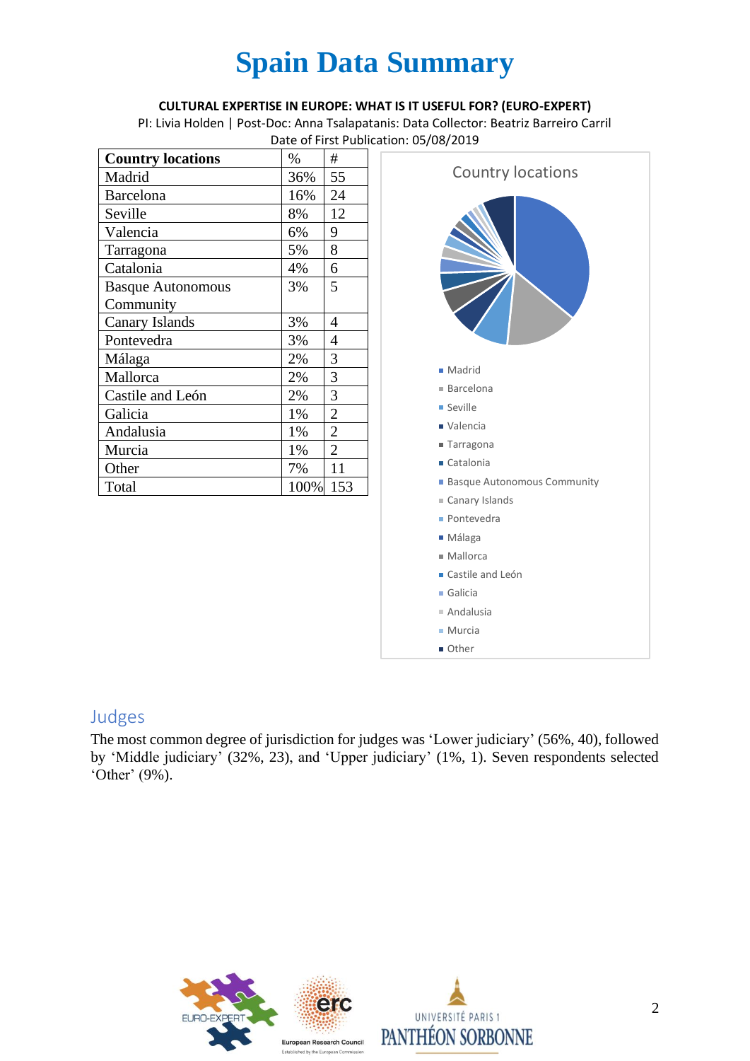# Spain Data Summary

**CULTURAL EXPERTISE IN EUROPE: WHAT IS IT USEFUL FOR? (EURO-EXPERT)**

PI: Livia Holden | Post-Doc: Anna Tsalapatanis: Data Collector: Beatriz Barreiro Carril

Date of First Publication: 05/08/2019

| Country locations | % | # |
|---|---|---|
| Madrid | 36% | 55 |
| Barcelona | 16% | 24 |
| Seville | 8% | 12 |
| Valencia | 6% | 9 |
| Tarragona | 5% | 8 |
| Catalonia | 4% | 6 |
| Basque Autonomous Community | 3% | 5 |
| Canary Islands | 3% | 4 |
| Pontevedra | 3% | 4 |
| Málaga | 2% | 3 |
| Mallorca | 2% | 3 |
| Castile and León | 2% | 3 |
| Galicia | 1% | 2 |
| Andalusia | 1% | 2 |
| Murcia | 1% | 2 |
| Other | 7% | 11 |
| Total | 100% | 153 |

Country locations

- Madrid
- Barcelona
- Seville
- Valencia
- Tarragona
- Catalonia
- Basque Autonomous Community
- Canary Islands
- Pontevedra
- Málaga
- Mallorca
- Castile and León
- Galicia
- Andalusia
- Murcia
- Other

## Judges

The most common degree of jurisdiction for judges was 'Lower judiciary' (56%, 40), followed by 'Middle judiciary' (32%, 23), and 'Upper judiciary' (1%, 1). Seven respondents selected 'Other' (9%).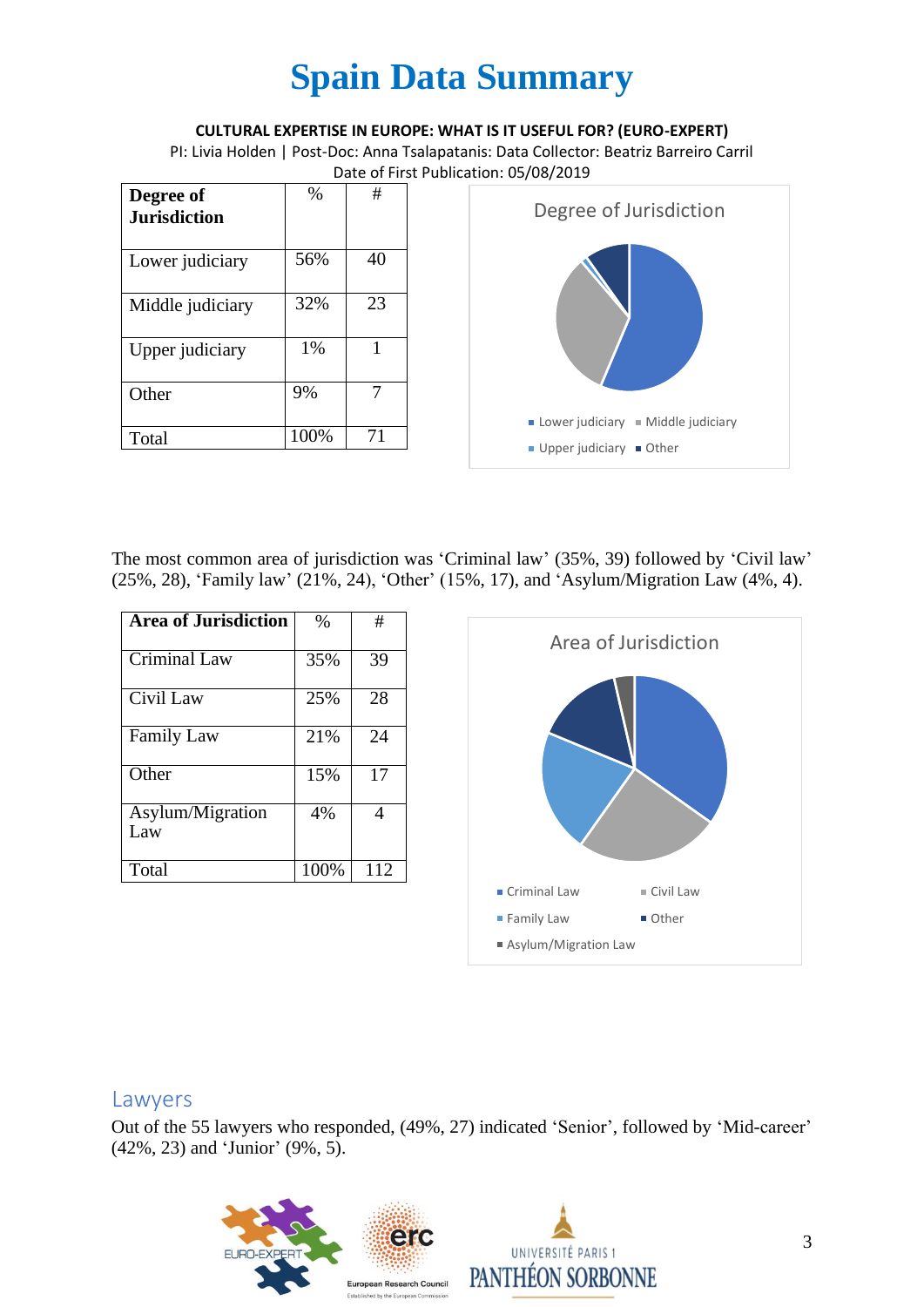# Spain Data Summary

**CULTURAL EXPERTISE IN EUROPE: WHAT IS IT USEFUL FOR? (EURO-EXPERT)**

PI: Livia Holden | Post-Doc: Anna Tsalapatanis: Data Collector: Beatriz Barreiro Carril

Date of First Publication: 05/08/2019

| Degree of Jurisdiction | % | # |
|---|---|---|
| Lower judiciary | 56% | 40 |
| Middle judiciary | 32% | 23 |
| Upper judiciary | 1% | 1 |
| Other | 9% | 7 |
| Total | 100% | 71 |

Degree of Jurisdiction

Lower judiciary, Middle judiciary, Upper judiciary, Other

The most common area of jurisdiction was 'Criminal law' (35%, 39) followed by 'Civil law' (25%, 28), 'Family law' (21%, 24), 'Other' (15%, 17), and 'Asylum/Migration Law (4%, 4).

| Area of Jurisdiction | % | # |
|---|---|---|
| Criminal Law | 35% | 39 |
| Civil Law | 25% | 28 |
| Family Law | 21% | 24 |
| Other | 15% | 17 |
| Asylum/Migration Law | 4% | 4 |
| Total | 100% | 112 |

Area of Jurisdiction

Criminal Law, Civil Law, Family Law, Other, Asylum/Migration Law

## Lawyers

Out of the 55 lawyers who responded, (49%, 27) indicated 'Senior', followed by 'Mid-career' (42%, 23) and 'Junior' (9%, 5).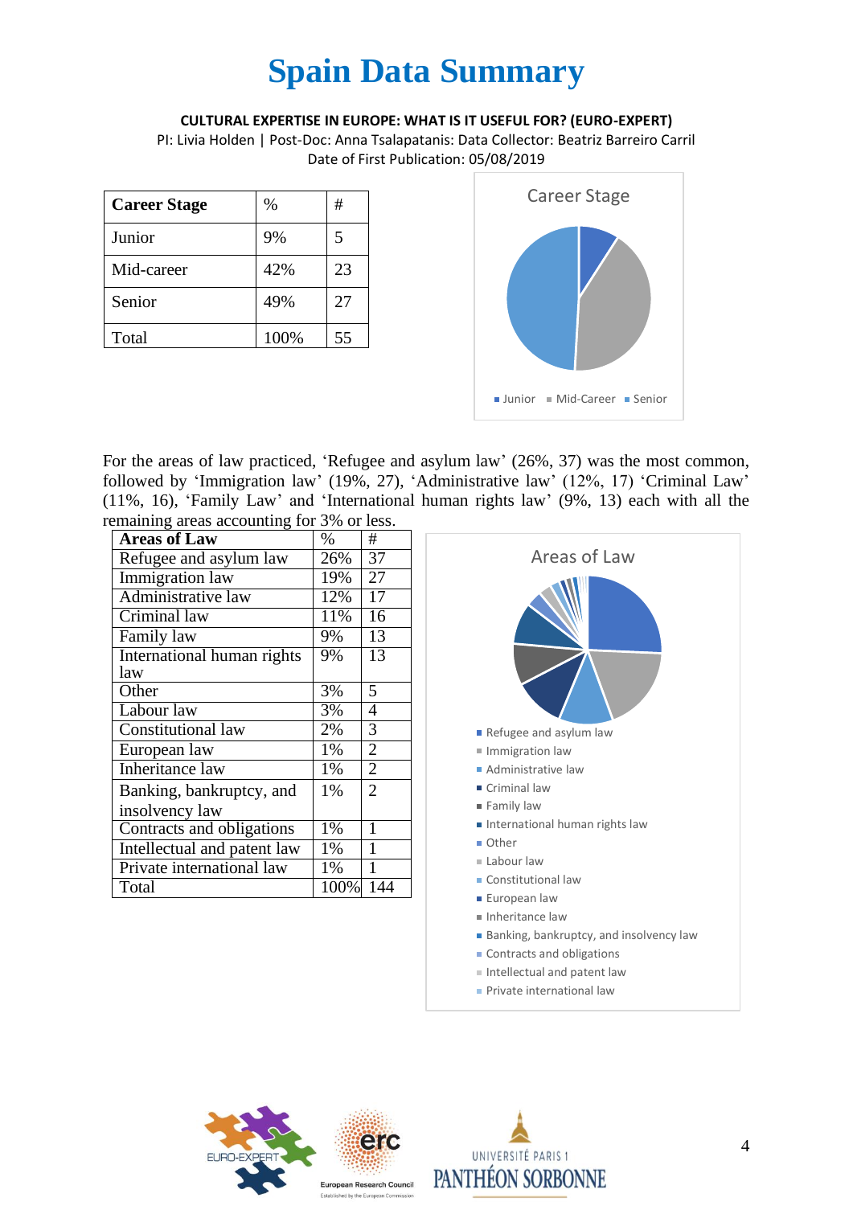# Spain Data Summary

**CULTURAL EXPERTISE IN EUROPE: WHAT IS IT USEFUL FOR? (EURO-EXPERT)**

PI: Livia Holden | Post-Doc: Anna Tsalapatanis: Data Collector: Beatriz Barreiro Carril

Date of First Publication: 05/08/2019

| Career Stage | % | # |
|---|---|---|
| Junior | 9% | 5 |
| Mid-career | 42% | 23 |
| Senior | 49% | 27 |
| Total | 100% | 55 |

For the areas of law practiced, 'Refugee and asylum law' (26%, 37) was the most common, followed by 'Immigration law' (19%, 27), 'Administrative law' (12%, 17) 'Criminal Law' (11%, 16), 'Family Law' and 'International human rights law' (9%, 13) each with all the remaining areas accounting for 3% or less.

| Areas of Law | % | # |
|---|---|---|
| Refugee and asylum law | 26% | 37 |
| Immigration law | 19% | 27 |
| Administrative law | 12% | 17 |
| Criminal law | 11% | 16 |
| Family law | 9% | 13 |
| International human rights law | 9% | 13 |
| Other | 3% | 5 |
| Labour law | 3% | 4 |
| Constitutional law | 2% | 3 |
| European law | 1% | 2 |
| Inheritance law | 1% | 2 |
| Banking, bankruptcy, and insolvency law | 1% | 2 |
| Contracts and obligations | 1% | 1 |
| Intellectual and patent law | 1% | 1 |
| Private international law | 1% | 1 |
| Total | 100% | 144 |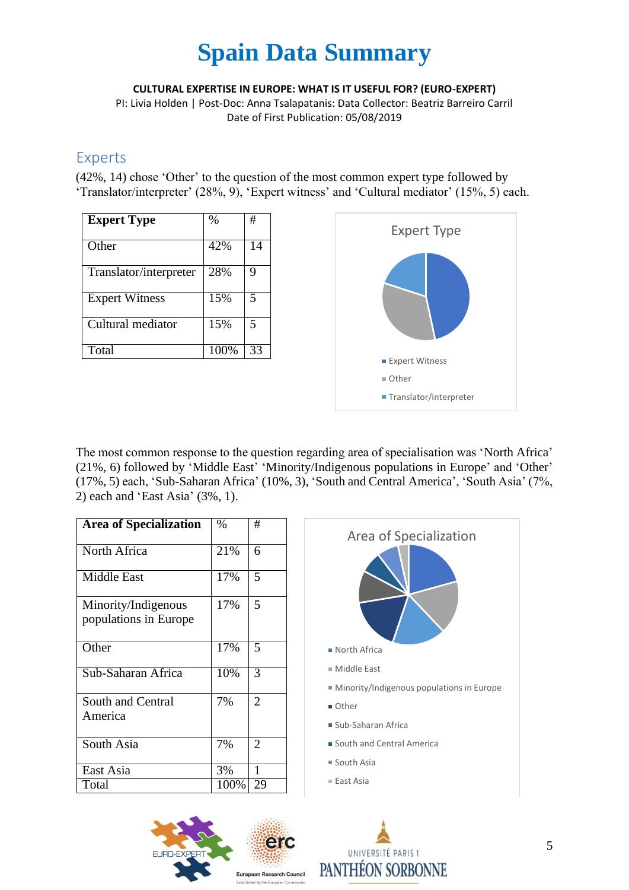# Spain Data Summary

**CULTURAL EXPERTISE IN EUROPE: WHAT IS IT USEFUL FOR? (EURO-EXPERT)**

PI: Livia Holden | Post-Doc: Anna Tsalapatanis: Data Collector: Beatriz Barreiro Carril

Date of First Publication: 05/08/2019

## Experts

(42%, 14) chose 'Other' to the question of the most common expert type followed by 'Translator/interpreter' (28%, 9), 'Expert witness' and 'Cultural mediator' (15%, 5) each.

| Expert Type | % | # |
|---|---|---|
| Other | 42% | 14 |
| Translator/interpreter | 28% | 9 |
| Expert Witness | 15% | 5 |
| Cultural mediator | 15% | 5 |
| Total | 100% | 33 |

Expert Type

- Expert Witness
- Other
- Translator/interpreter

The most common response to the question regarding area of specialisation was 'North Africa' (21%, 6) followed by 'Middle East' 'Minority/Indigenous populations in Europe' and 'Other' (17%, 5) each, 'Sub-Saharan Africa' (10%, 3), 'South and Central America', 'South Asia' (7%, 2) each and 'East Asia' (3%, 1).

| Area of Specialization | % | # |
|---|---|---|
| North Africa | 21% | 6 |
| Middle East | 17% | 5 |
| Minority/Indigenous populations in Europe | 17% | 5 |
| Other | 17% | 5 |
| Sub-Saharan Africa | 10% | 3 |
| South and Central America | 7% | 2 |
| South Asia | 7% | 2 |
| East Asia | 3% | 1 |
| Total | 100% | 29 |

Area of Specialization

- North Africa
- Middle East
- Minority/Indigenous populations in Europe
- Other
- Sub-Saharan Africa
- South and Central America
- South Asia
- East Asia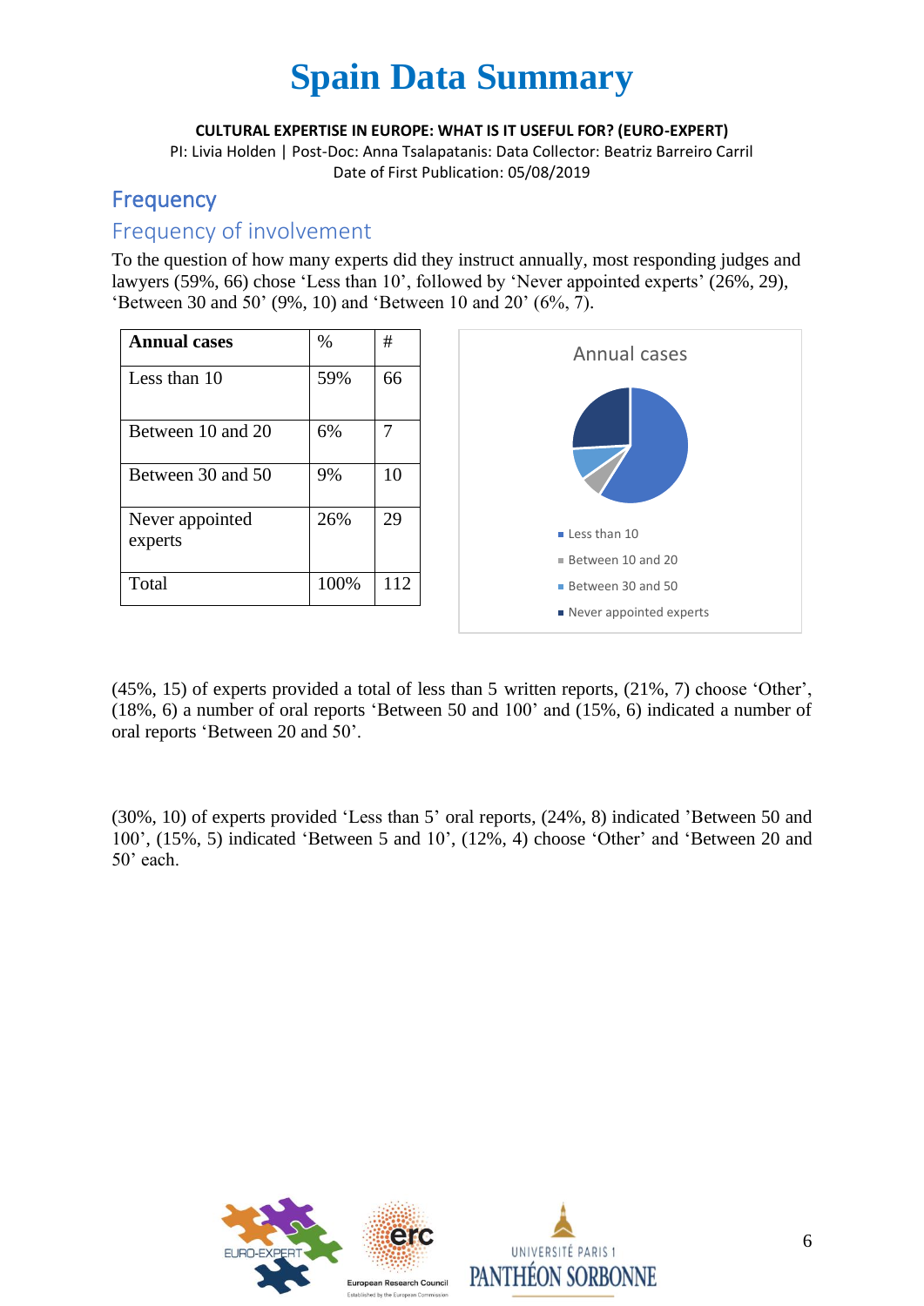# Spain Data Summary

**CULTURAL EXPERTISE IN EUROPE: WHAT IS IT USEFUL FOR? (EURO-EXPERT)**

PI: Livia Holden | Post-Doc: Anna Tsalapatanis: Data Collector: Beatriz Barreiro Carril

Date of First Publication: 05/08/2019

## Frequency

### Frequency of involvement

To the question of how many experts did they instruct annually, most responding judges and lawyers (59%, 66) chose 'Less than 10', followed by 'Never appointed experts' (26%, 29), 'Between 30 and 50' (9%, 10) and 'Between 10 and 20' (6%, 7).

| Annual cases | % | # |
|---|---|---|
| Less than 10 | 59% | 66 |
| Between 10 and 20 | 6% | 7 |
| Between 30 and 50 | 9% | 10 |
| Never appointed experts | 26% | 29 |
| Total | 100% | 112 |

Annual cases

- Less than 10
- Between 10 and 20
- Between 30 and 50
- Never appointed experts

(45%, 15) of experts provided a total of less than 5 written reports, (21%, 7) choose 'Other', (18%, 6) a number of oral reports 'Between 50 and 100' and (15%, 6) indicated a number of oral reports 'Between 20 and 50'.

(30%, 10) of experts provided 'Less than 5' oral reports, (24%, 8) indicated 'Between 50 and 100', (15%, 5) indicated 'Between 5 and 10', (12%, 4) choose 'Other' and 'Between 20 and 50' each.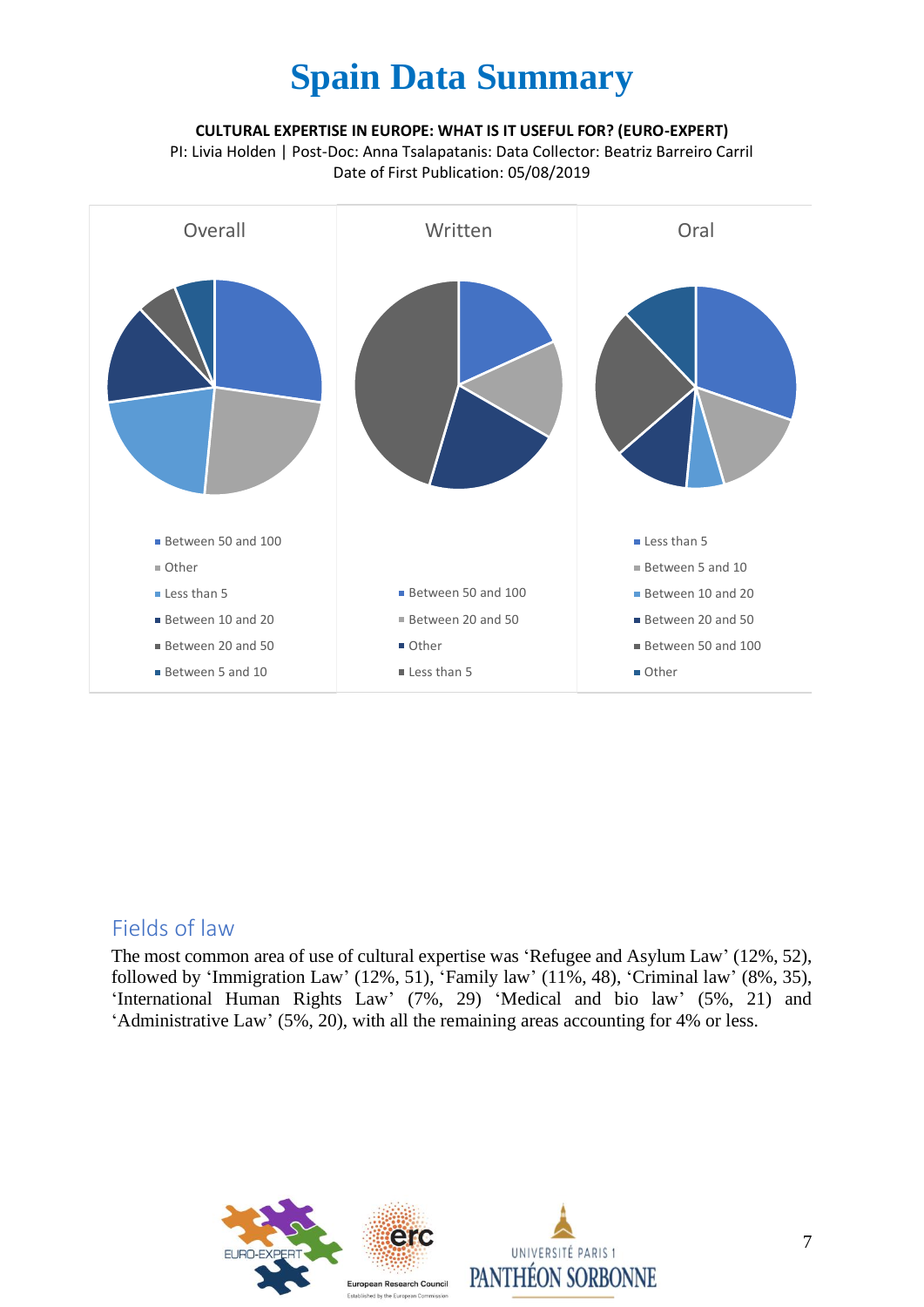# Spain Data Summary

**CULTURAL EXPERTISE IN EUROPE: WHAT IS IT USEFUL FOR? (EURO-EXPERT)**

PI: Livia Holden | Post-Doc: Anna Tsalapatanis: Data Collector: Beatriz Barreiro Carril

Date of First Publication: 05/08/2019

Overall

- Between 50 and 100
- Other
- Less than 5
- Between 10 and 20
- Between 20 and 50
- Between 5 and 10

Written

- Between 50 and 100
- Between 20 and 50
- Other
- Less than 5

Oral

- Less than 5
- Between 5 and 10
- Between 10 and 20
- Between 20 and 50
- Between 50 and 100
- Other

## Fields of law

The most common area of use of cultural expertise was 'Refugee and Asylum Law' (12%, 52), followed by 'Immigration Law' (12%, 51), 'Family law' (11%, 48), 'Criminal law' (8%, 35), 'International Human Rights Law' (7%, 29) 'Medical and bio law' (5%, 21) and 'Administrative Law' (5%, 20), with all the remaining areas accounting for 4% or less.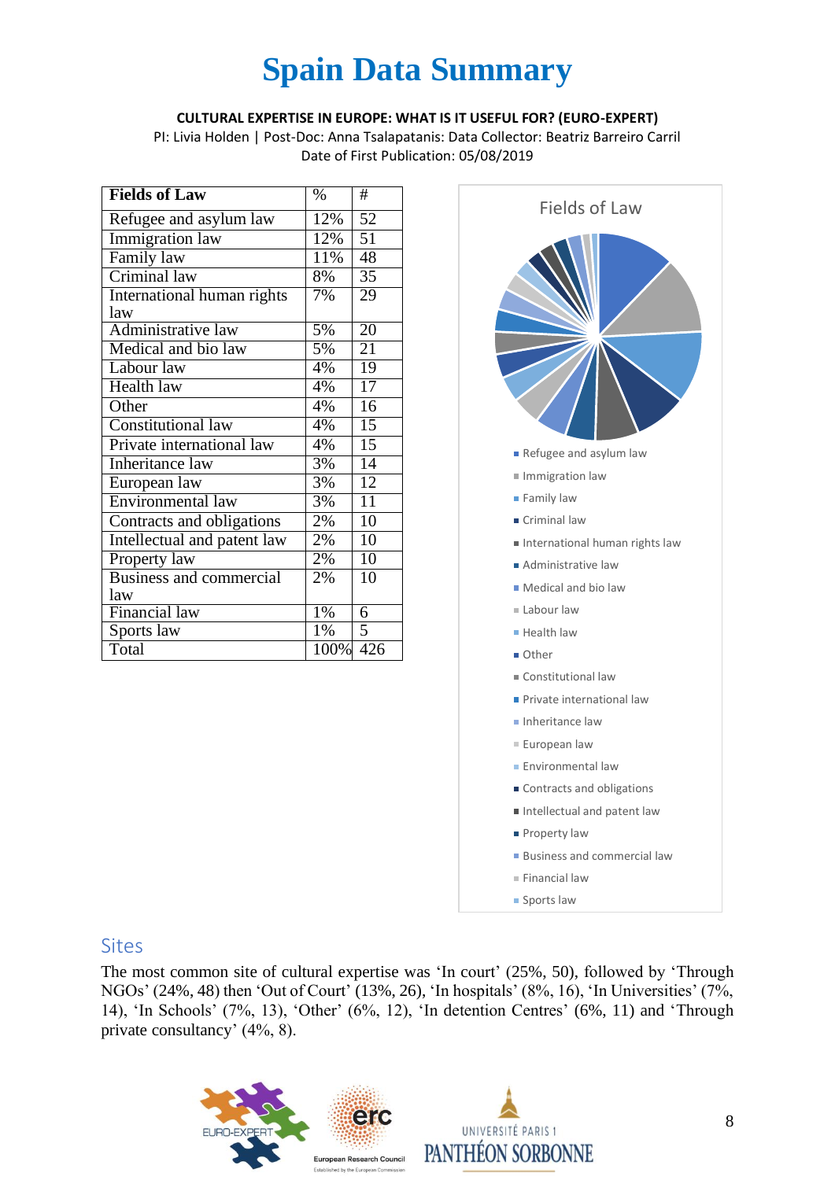# Spain Data Summary

**CULTURAL EXPERTISE IN EUROPE: WHAT IS IT USEFUL FOR? (EURO-EXPERT)**
PI: Livia Holden | Post-Doc: Anna Tsalapatanis: Data Collector: Beatriz Barreiro Carril
Date of First Publication: 05/08/2019

| Fields of Law | % | # |
|---|---|---|
| Refugee and asylum law | 12% | 52 |
| Immigration law | 12% | 51 |
| Family law | 11% | 48 |
| Criminal law | 8% | 35 |
| International human rights law | 7% | 29 |
| Administrative law | 5% | 20 |
| Medical and bio law | 5% | 21 |
| Labour law | 4% | 19 |
| Health law | 4% | 17 |
| Other | 4% | 16 |
| Constitutional law | 4% | 15 |
| Private international law | 4% | 15 |
| Inheritance law | 3% | 14 |
| European law | 3% | 12 |
| Environmental law | 3% | 11 |
| Contracts and obligations | 2% | 10 |
| Intellectual and patent law | 2% | 10 |
| Property law | 2% | 10 |
| Business and commercial law | 2% | 10 |
| Financial law | 1% | 6 |
| Sports law | 1% | 5 |
| Total | 100% | 426 |

Fields of Law

- Refugee and asylum law
- Immigration law
- Family law
- Criminal law
- International human rights law
- Administrative law
- Medical and bio law
- Labour law
- Health law
- Other
- Constitutional law
- Private international law
- Inheritance law
- European law
- Environmental law
- Contracts and obligations
- Intellectual and patent law
- Property law
- Business and commercial law
- Financial law
- Sports law

## Sites

The most common site of cultural expertise was 'In court' (25%, 50), followed by 'Through NGOs' (24%, 48) then 'Out of Court' (13%, 26), 'In hospitals' (8%, 16), 'In Universities' (7%, 14), 'In Schools' (7%, 13), 'Other' (6%, 12), 'In detention Centres' (6%, 11) and 'Through private consultancy' (4%, 8).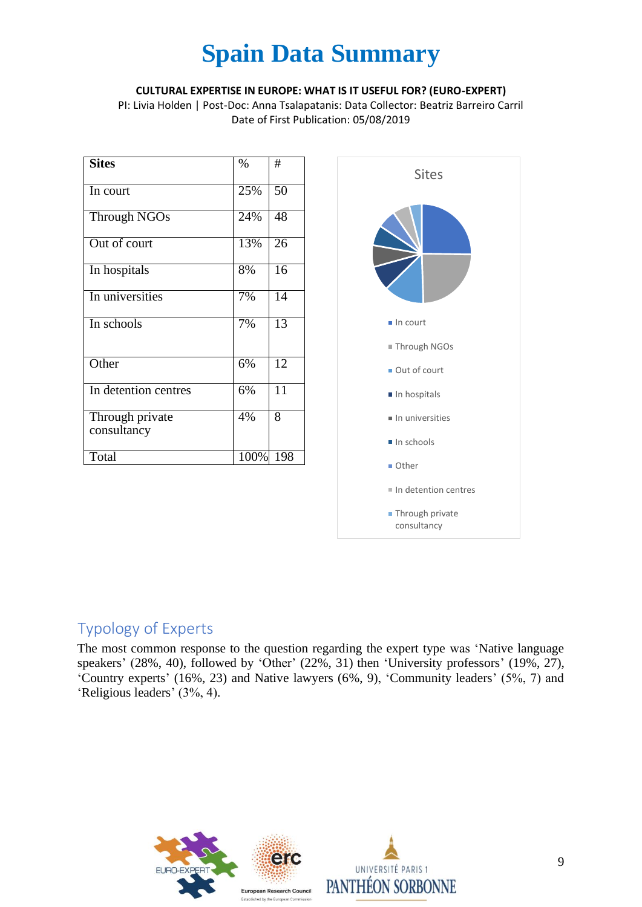# Spain Data Summary

**CULTURAL EXPERTISE IN EUROPE: WHAT IS IT USEFUL FOR? (EURO-EXPERT)**

PI: Livia Holden | Post-Doc: Anna Tsalapatanis: Data Collector: Beatriz Barreiro Carril

Date of First Publication: 05/08/2019

| Sites | % | # |
|---|---|---|
| In court | 25% | 50 |
| Through NGOs | 24% | 48 |
| Out of court | 13% | 26 |
| In hospitals | 8% | 16 |
| In universities | 7% | 14 |
| In schools | 7% | 13 |
| Other | 6% | 12 |
| In detention centres | 6% | 11 |
| Through private consultancy | 4% | 8 |
| Total | 100% | 198 |

Sites

- In court
- Through NGOs
- Out of court
- In hospitals
- In universities
- In schools
- Other
- In detention centres
- Through private consultancy

## Typology of Experts

The most common response to the question regarding the expert type was 'Native language speakers' (28%, 40), followed by 'Other' (22%, 31) then 'University professors' (19%, 27), 'Country experts' (16%, 23) and Native lawyers (6%, 9), 'Community leaders' (5%, 7) and 'Religious leaders' (3%, 4).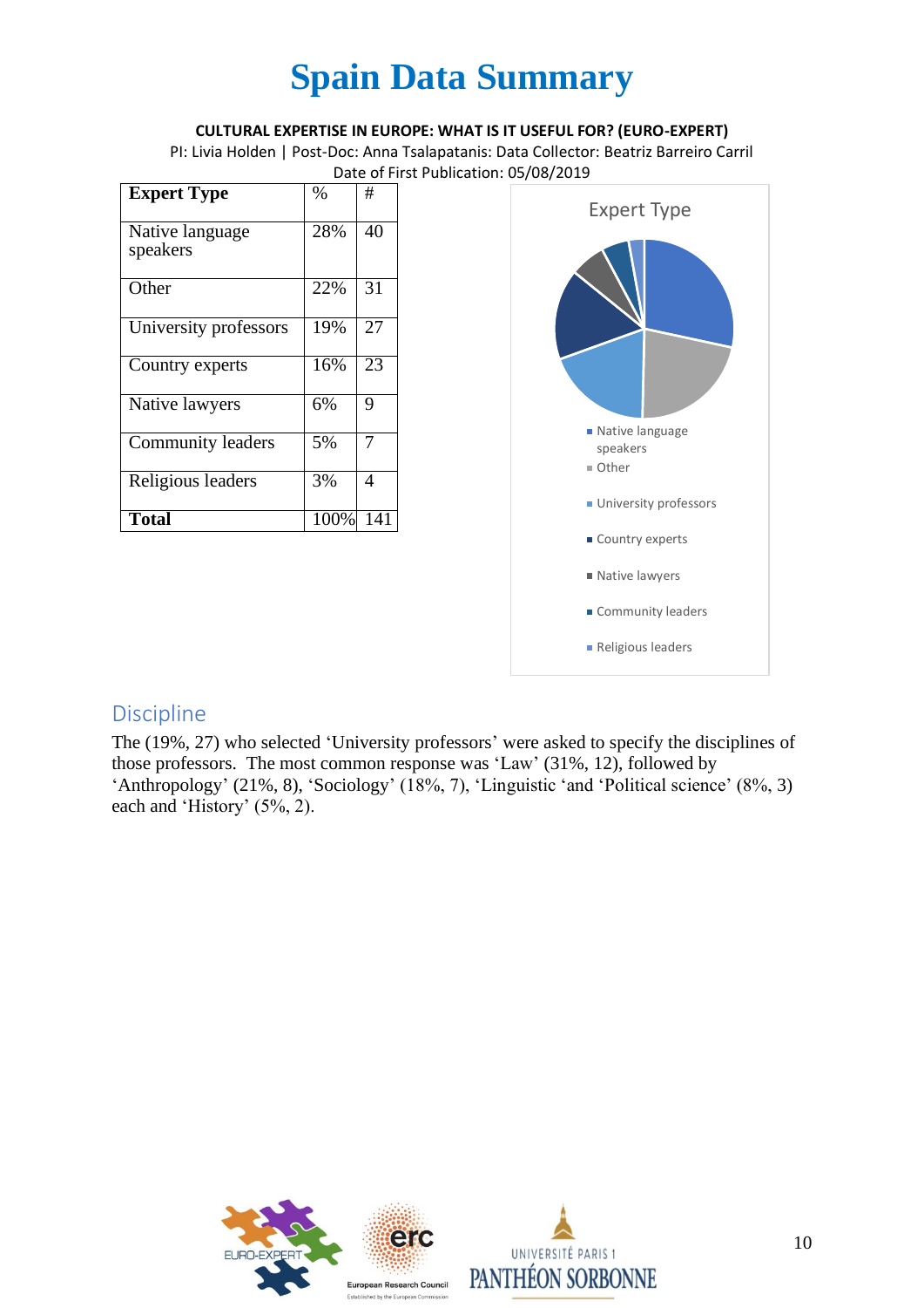# Spain Data Summary

**CULTURAL EXPERTISE IN EUROPE: WHAT IS IT USEFUL FOR? (EURO-EXPERT)**

PI: Livia Holden | Post-Doc: Anna Tsalapatanis: Data Collector: Beatriz Barreiro Carril

Date of First Publication: 05/08/2019

| Expert Type | % | # |
|---|---|---|
| Native language speakers | 28% | 40 |
| Other | 22% | 31 |
| University professors | 19% | 27 |
| Country experts | 16% | 23 |
| Native lawyers | 6% | 9 |
| Community leaders | 5% | 7 |
| Religious leaders | 3% | 4 |
| **Total** | 100% | 141 |

Expert Type

- Native language speakers
- Other
- University professors
- Country experts
- Native lawyers
- Community leaders
- Religious leaders

## Discipline

The (19%, 27) who selected 'University professors' were asked to specify the disciplines of those professors. The most common response was 'Law' (31%, 12), followed by 'Anthropology' (21%, 8), 'Sociology' (18%, 7), 'Linguistic 'and 'Political science' (8%, 3) each and 'History' (5%, 2).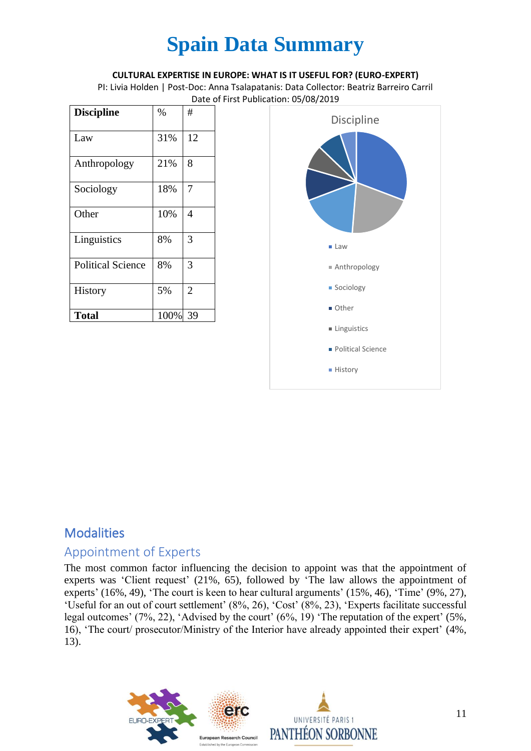# Spain Data Summary

**CULTURAL EXPERTISE IN EUROPE: WHAT IS IT USEFUL FOR? (EURO-EXPERT)**

PI: Livia Holden | Post-Doc: Anna Tsalapatanis: Data Collector: Beatriz Barreiro Carril

Date of First Publication: 05/08/2019

| Discipline | % | # |
|---|---|---|
| Law | 31% | 12 |
| Anthropology | 21% | 8 |
| Sociology | 18% | 7 |
| Other | 10% | 4 |
| Linguistics | 8% | 3 |
| Political Science | 8% | 3 |
| History | 5% | 2 |
| **Total** | 100% | 39 |

Discipline

- Law
- Anthropology
- Sociology
- Other
- Linguistics
- Political Science
- History

## Modalities

### Appointment of Experts

The most common factor influencing the decision to appoint was that the appointment of experts was 'Client request' (21%, 65), followed by 'The law allows the appointment of experts' (16%, 49), 'The court is keen to hear cultural arguments' (15%, 46), 'Time' (9%, 27), 'Useful for an out of court settlement' (8%, 26), 'Cost' (8%, 23), 'Experts facilitate successful legal outcomes' (7%, 22), 'Advised by the court' (6%, 19) 'The reputation of the expert' (5%, 16), 'The court/ prosecutor/Ministry of the Interior have already appointed their expert' (4%, 13).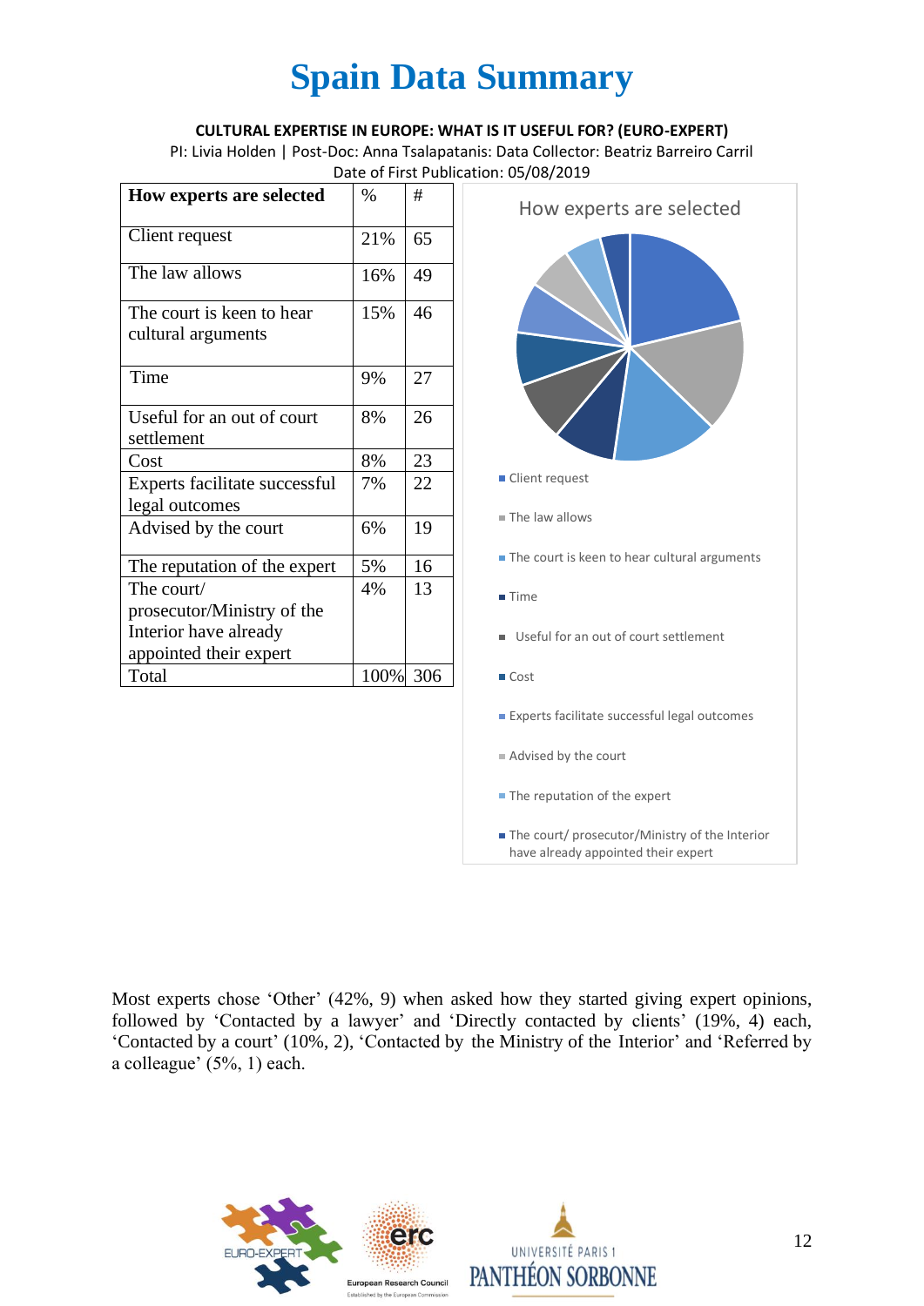# Spain Data Summary

**CULTURAL EXPERTISE IN EUROPE: WHAT IS IT USEFUL FOR? (EURO-EXPERT)**

PI: Livia Holden | Post-Doc: Anna Tsalapatanis: Data Collector: Beatriz Barreiro Carril

Date of First Publication: 05/08/2019

| How experts are selected | % | # |
|---|---|---|
| Client request | 21% | 65 |
| The law allows | 16% | 49 |
| The court is keen to hear cultural arguments | 15% | 46 |
| Time | 9% | 27 |
| Useful for an out of court settlement | 8% | 26 |
| Cost | 8% | 23 |
| Experts facilitate successful legal outcomes | 7% | 22 |
| Advised by the court | 6% | 19 |
| The reputation of the expert | 5% | 16 |
| The court/ prosecutor/Ministry of the Interior have already appointed their expert | 4% | 13 |
| Total | 100% | 306 |

How experts are selected

- Client request
- The law allows
- The court is keen to hear cultural arguments
- Time
- Useful for an out of court settlement
- Cost
- Experts facilitate successful legal outcomes
- Advised by the court
- The reputation of the expert
- The court/ prosecutor/Ministry of the Interior have already appointed their expert

Most experts chose 'Other' (42%, 9) when asked how they started giving expert opinions, followed by 'Contacted by a lawyer' and 'Directly contacted by clients' (19%, 4) each, 'Contacted by a court' (10%, 2), 'Contacted by the Ministry of the Interior' and 'Referred by a colleague' (5%, 1) each.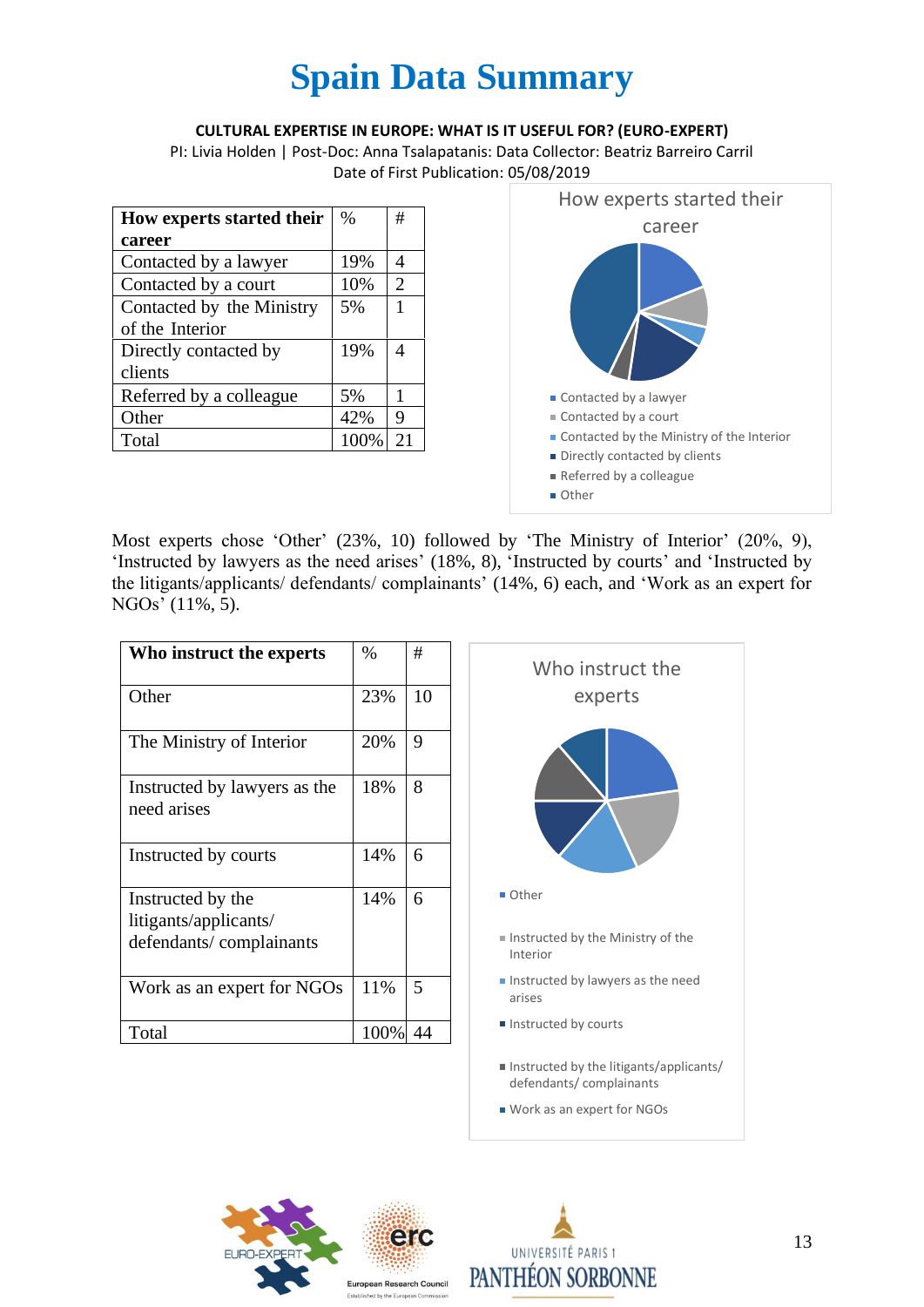# Spain Data Summary

**CULTURAL EXPERTISE IN EUROPE: WHAT IS IT USEFUL FOR? (EURO-EXPERT)**

PI: Livia Holden | Post-Doc: Anna Tsalapatanis: Data Collector: Beatriz Barreiro Carril

Date of First Publication: 05/08/2019

| How experts started their career | % | # |
|---|---|---|
| Contacted by a lawyer | 19% | 4 |
| Contacted by a court | 10% | 2 |
| Contacted by the Ministry of the Interior | 5% | 1 |
| Directly contacted by clients | 19% | 4 |
| Referred by a colleague | 5% | 1 |
| Other | 42% | 9 |
| Total | 100% | 21 |

How experts started their career

- Contacted by a lawyer
- Contacted by a court
- Contacted by the Ministry of the Interior
- Directly contacted by clients
- Referred by a colleague
- Other

Most experts chose 'Other' (23%, 10) followed by 'The Ministry of Interior' (20%, 9), 'Instructed by lawyers as the need arises' (18%, 8), 'Instructed by courts' and 'Instructed by the litigants/applicants/ defendants/ complainants' (14%, 6) each, and 'Work as an expert for NGOs' (11%, 5).

| Who instruct the experts | % | # |
|---|---|---|
| Other | 23% | 10 |
| The Ministry of Interior | 20% | 9 |
| Instructed by lawyers as the need arises | 18% | 8 |
| Instructed by courts | 14% | 6 |
| Instructed by the litigants/applicants/ defendants/ complainants | 14% | 6 |
| Work as an expert for NGOs | 11% | 5 |
| Total | 100% | 44 |

Who instruct the experts

- Other
- Instructed by the Ministry of the Interior
- Instructed by lawyers as the need arises
- Instructed by courts
- Instructed by the litigants/applicants/ defendants/ complainants
- Work as an expert for NGOs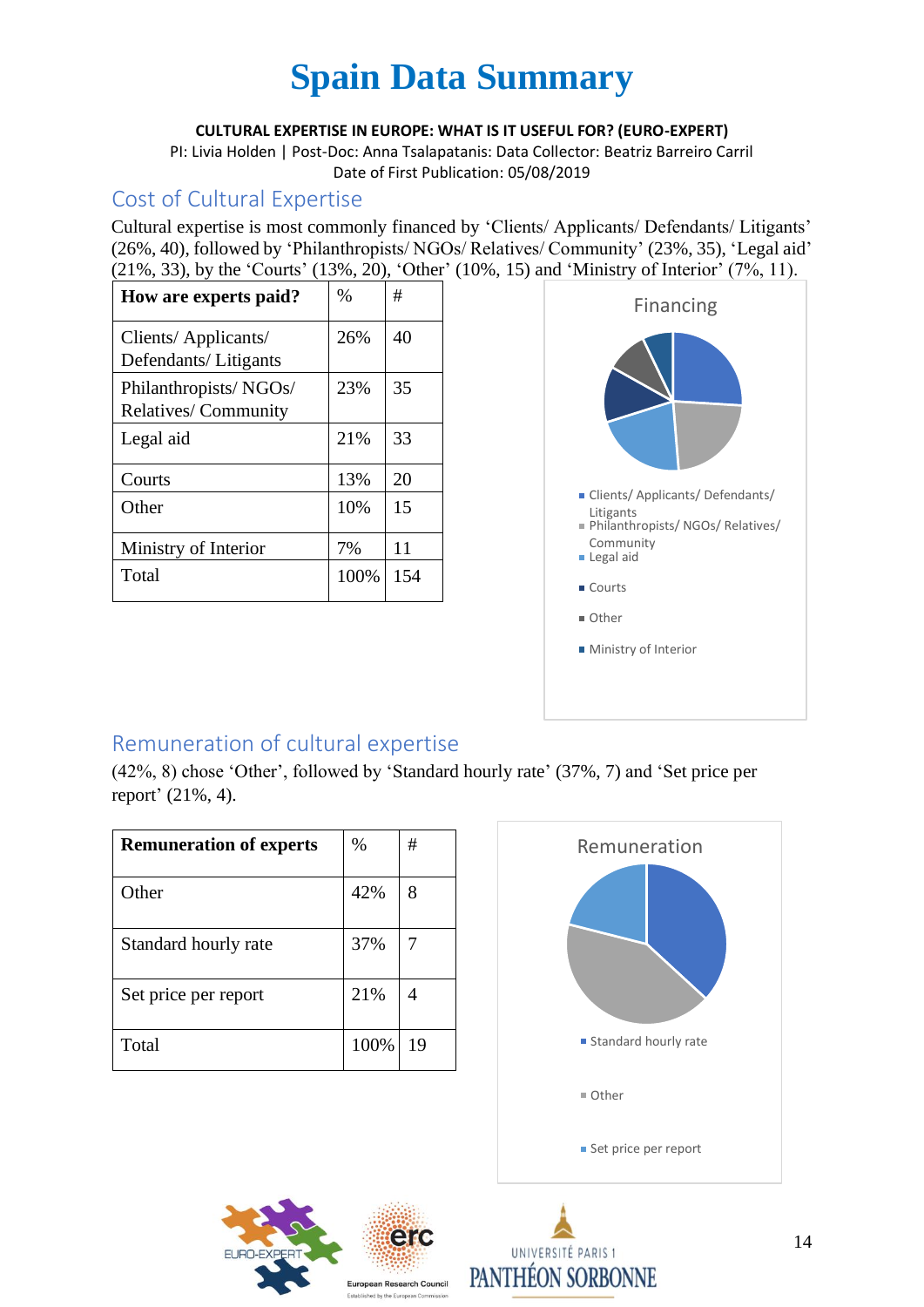# Spain Data Summary

**CULTURAL EXPERTISE IN EUROPE: WHAT IS IT USEFUL FOR? (EURO-EXPERT)**

PI: Livia Holden | Post-Doc: Anna Tsalapatanis: Data Collector: Beatriz Barreiro Carril

Date of First Publication: 05/08/2019

## Cost of Cultural Expertise

Cultural expertise is most commonly financed by 'Clients/ Applicants/ Defendants/ Litigants' (26%, 40), followed by 'Philanthropists/ NGOs/ Relatives/ Community' (23%, 35), 'Legal aid' (21%, 33), by the 'Courts' (13%, 20), 'Other' (10%, 15) and 'Ministry of Interior' (7%, 11).

| How are experts paid? | % | # |
|---|---|---|
| Clients/ Applicants/ Defendants/ Litigants | 26% | 40 |
| Philanthropists/ NGOs/ Relatives/ Community | 23% | 35 |
| Legal aid | 21% | 33 |
| Courts | 13% | 20 |
| Other | 10% | 15 |
| Ministry of Interior | 7% | 11 |
| Total | 100% | 154 |

Financing

- Clients/ Applicants/ Defendants/ Litigants
- Philanthropists/ NGOs/ Relatives/ Community
- Legal aid
- Courts
- Other
- Ministry of Interior

## Remuneration of cultural expertise

(42%, 8) chose 'Other', followed by 'Standard hourly rate' (37%, 7) and 'Set price per report' (21%, 4).

| Remuneration of experts | % | # |
|---|---|---|
| Other | 42% | 8 |
| Standard hourly rate | 37% | 7 |
| Set price per report | 21% | 4 |
| Total | 100% | 19 |

Remuneration

- Standard hourly rate
- Other
- Set price per report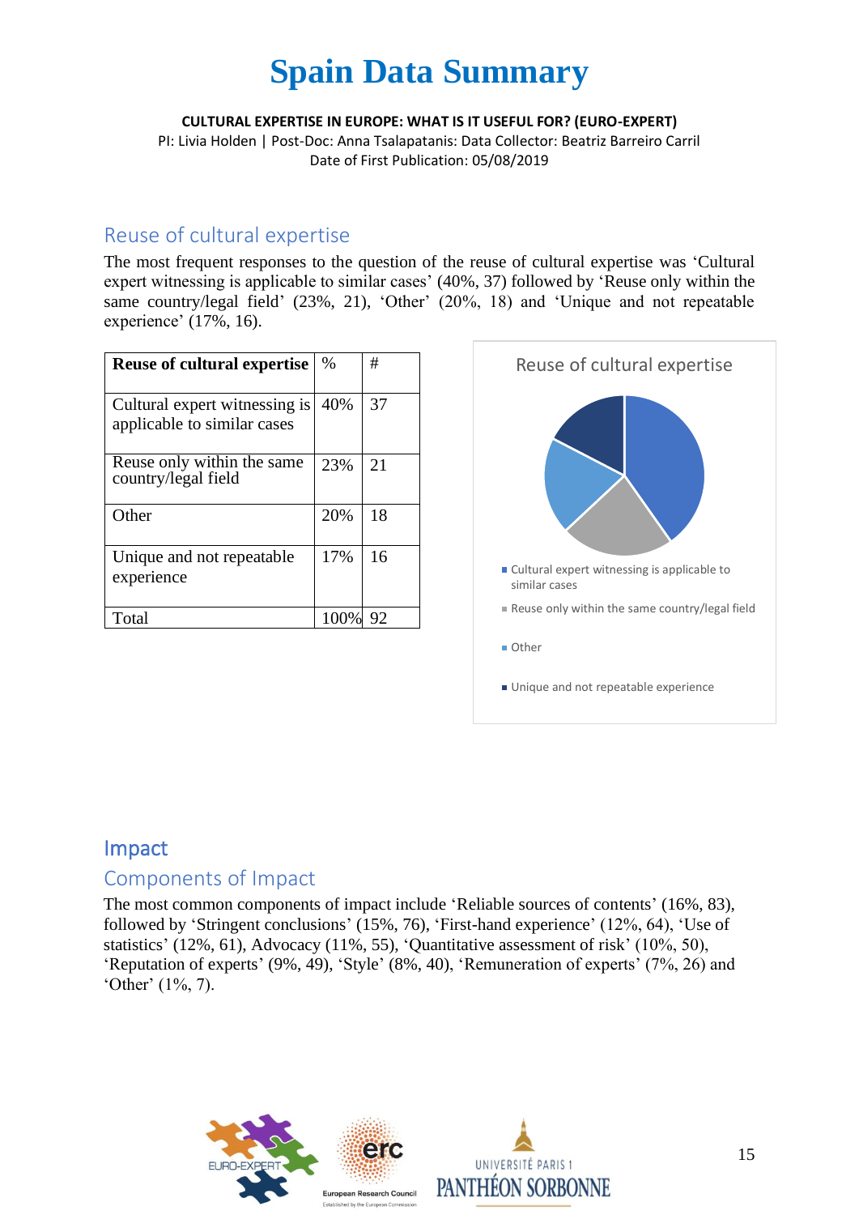# Spain Data Summary

**CULTURAL EXPERTISE IN EUROPE: WHAT IS IT USEFUL FOR? (EURO-EXPERT)**
PI: Livia Holden | Post-Doc: Anna Tsalapatanis: Data Collector: Beatriz Barreiro Carril
Date of First Publication: 05/08/2019

## Reuse of cultural expertise

The most frequent responses to the question of the reuse of cultural expertise was 'Cultural expert witnessing is applicable to similar cases' (40%, 37) followed by 'Reuse only within the same country/legal field' (23%, 21), 'Other' (20%, 18) and 'Unique and not repeatable experience' (17%, 16).

| Reuse of cultural expertise | % | # |
|---|---|---|
| Cultural expert witnessing is applicable to similar cases | 40% | 37 |
| Reuse only within the same country/legal field | 23% | 21 |
| Other | 20% | 18 |
| Unique and not repeatable experience | 17% | 16 |
| Total | 100% | 92 |

Reuse of cultural expertise

- Cultural expert witnessing is applicable to similar cases
- Reuse only within the same country/legal field
- Other
- Unique and not repeatable experience

# Impact

## Components of Impact

The most common components of impact include 'Reliable sources of contents' (16%, 83), followed by 'Stringent conclusions' (15%, 76), 'First-hand experience' (12%, 64), 'Use of statistics' (12%, 61), Advocacy (11%, 55), 'Quantitative assessment of risk' (10%, 50), 'Reputation of experts' (9%, 49), 'Style' (8%, 40), 'Remuneration of experts' (7%, 26) and 'Other' (1%, 7).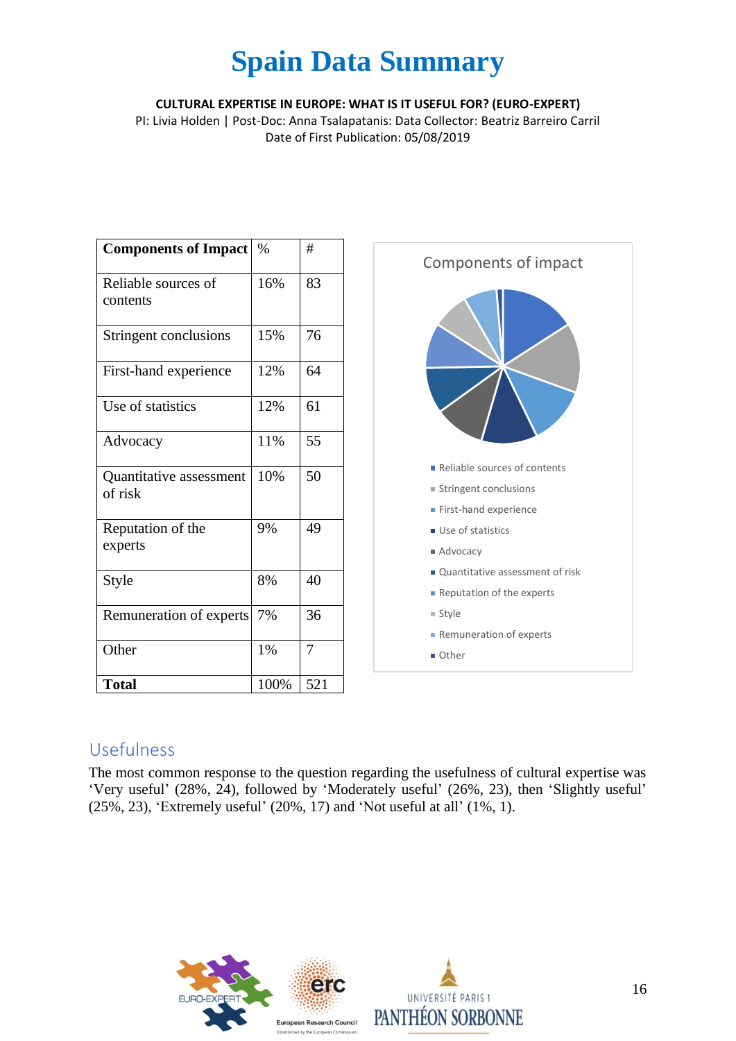# Spain Data Summary

**CULTURAL EXPERTISE IN EUROPE: WHAT IS IT USEFUL FOR? (EURO-EXPERT)**
PI: Livia Holden | Post-Doc: Anna Tsalapatanis: Data Collector: Beatriz Barreiro Carril
Date of First Publication: 05/08/2019

| **Components of Impact** | % | # |
|---|---|---|
| Reliable sources of contents | 16% | 83 |
| Stringent conclusions | 15% | 76 |
| First-hand experience | 12% | 64 |
| Use of statistics | 12% | 61 |
| Advocacy | 11% | 55 |
| Quantitative assessment of risk | 10% | 50 |
| Reputation of the experts | 9% | 49 |
| Style | 8% | 40 |
| Remuneration of experts | 7% | 36 |
| Other | 1% | 7 |
| **Total** | 100% | 521 |

Components of impact

- Reliable sources of contents
- Stringent conclusions
- First-hand experience
- Use of statistics
- Advocacy
- Quantitative assessment of risk
- Reputation of the experts
- Style
- Remuneration of experts
- Other

## Usefulness

The most common response to the question regarding the usefulness of cultural expertise was 'Very useful' (28%, 24), followed by 'Moderately useful' (26%, 23), then 'Slightly useful' (25%, 23), 'Extremely useful' (20%, 17) and 'Not useful at all' (1%, 1).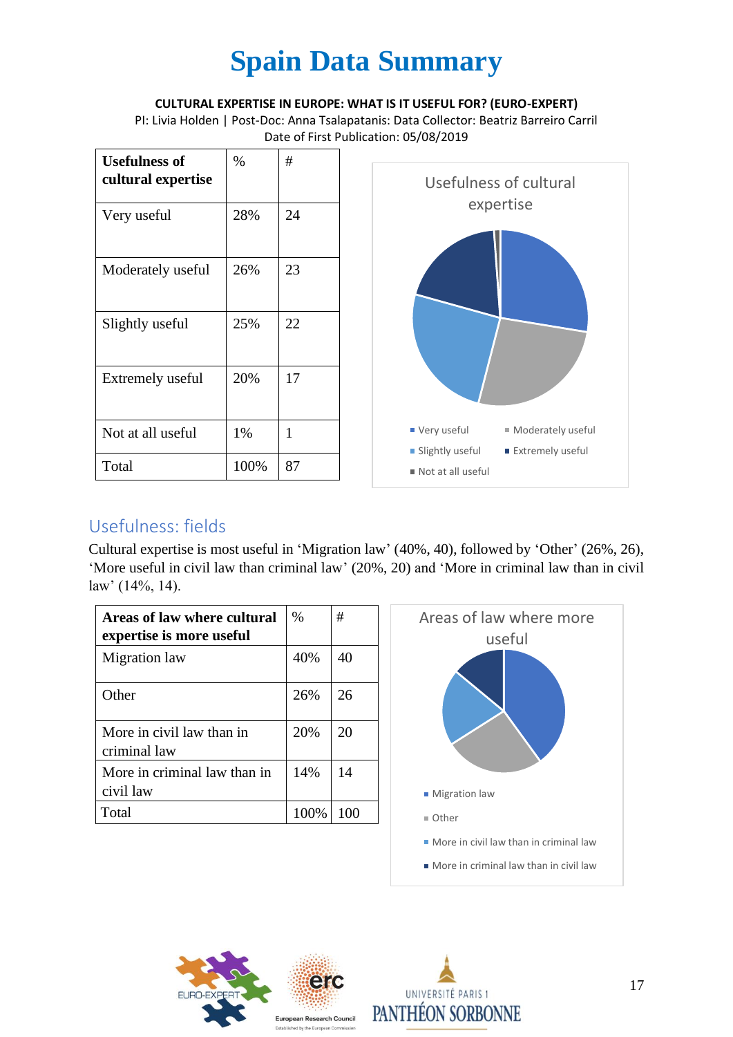# Spain Data Summary

**CULTURAL EXPERTISE IN EUROPE: WHAT IS IT USEFUL FOR? (EURO-EXPERT)**

PI: Livia Holden | Post-Doc: Anna Tsalapatanis: Data Collector: Beatriz Barreiro Carril

Date of First Publication: 05/08/2019

| Usefulness of cultural expertise | % | # |
|---|---|---|
| Very useful | 28% | 24 |
| Moderately useful | 26% | 23 |
| Slightly useful | 25% | 22 |
| Extremely useful | 20% | 17 |
| Not at all useful | 1% | 1 |
| Total | 100% | 87 |

Usefulness of cultural expertise

- Very useful
- Moderately useful
- Slightly useful
- Extremely useful
- Not at all useful

## Usefulness: fields

Cultural expertise is most useful in 'Migration law' (40%, 40), followed by 'Other' (26%, 26), 'More useful in civil law than criminal law' (20%, 20) and 'More in criminal law than in civil law' (14%, 14).

| Areas of law where cultural expertise is more useful | % | # |
|---|---|---|
| Migration law | 40% | 40 |
| Other | 26% | 26 |
| More in civil law than in criminal law | 20% | 20 |
| More in criminal law than in civil law | 14% | 14 |
| Total | 100% | 100 |

Areas of law where more useful

- Migration law
- Other
- More in civil law than in criminal law
- More in criminal law than in civil law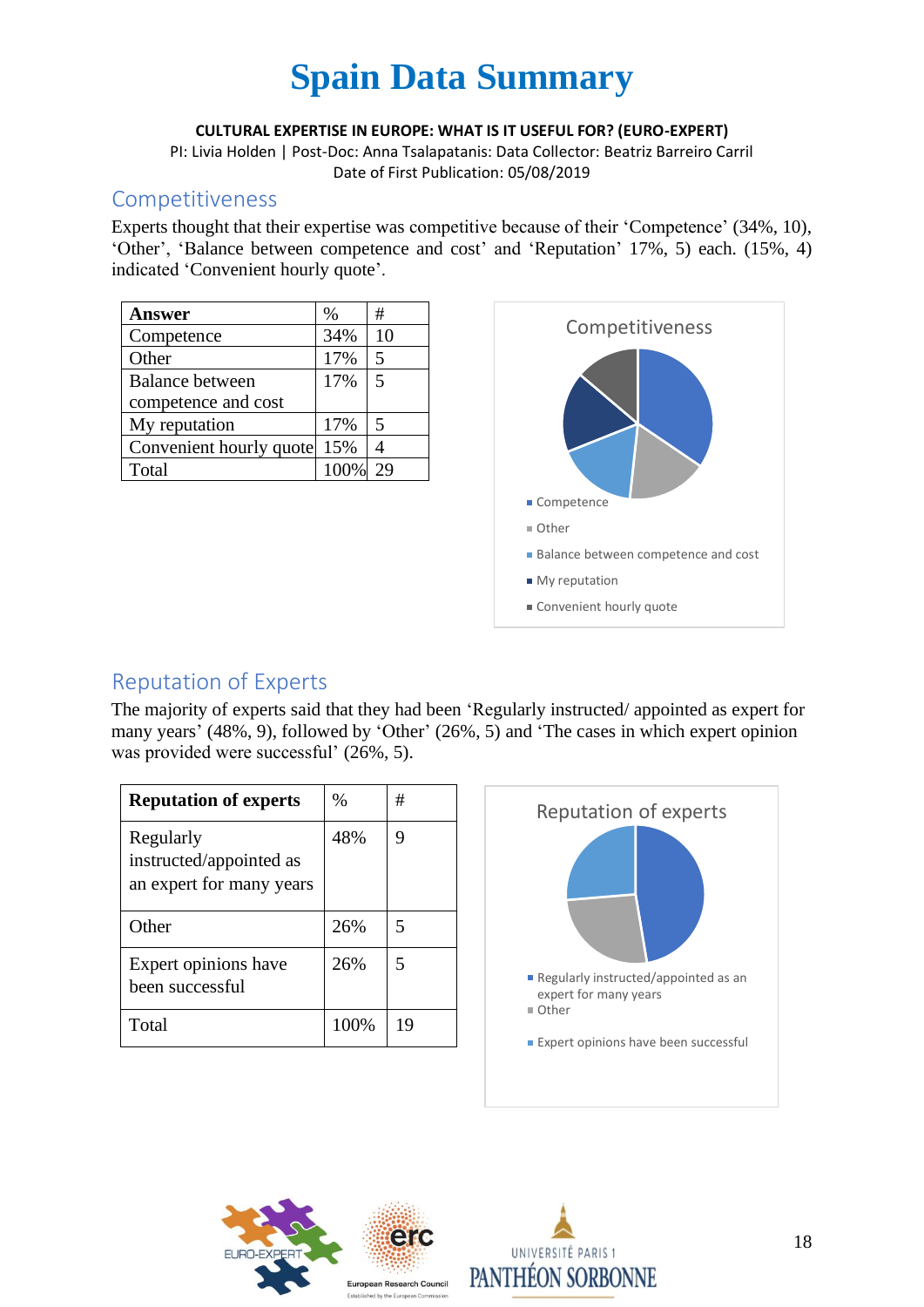# Spain Data Summary

**CULTURAL EXPERTISE IN EUROPE: WHAT IS IT USEFUL FOR? (EURO-EXPERT)**

PI: Livia Holden | Post-Doc: Anna Tsalapatanis: Data Collector: Beatriz Barreiro Carril

Date of First Publication: 05/08/2019

## Competitiveness

Experts thought that their expertise was competitive because of their 'Competence' (34%, 10), 'Other', 'Balance between competence and cost' and 'Reputation' 17%, 5) each. (15%, 4) indicated 'Convenient hourly quote'.

| Answer | % | # |
|---|---|---|
| Competence | 34% | 10 |
| Other | 17% | 5 |
| Balance between competence and cost | 17% | 5 |
| My reputation | 17% | 5 |
| Convenient hourly quote | 15% | 4 |
| Total | 100% | 29 |

Competitiveness

- Competence
- Other
- Balance between competence and cost
- My reputation
- Convenient hourly quote

## Reputation of Experts

The majority of experts said that they had been 'Regularly instructed/ appointed as expert for many years' (48%, 9), followed by 'Other' (26%, 5) and 'The cases in which expert opinion was provided were successful' (26%, 5).

| Reputation of experts | % | # |
|---|---|---|
| Regularly instructed/appointed as an expert for many years | 48% | 9 |
| Other | 26% | 5 |
| Expert opinions have been successful | 26% | 5 |
| Total | 100% | 19 |

Reputation of experts

- Regularly instructed/appointed as an expert for many years
- Other
- Expert opinions have been successful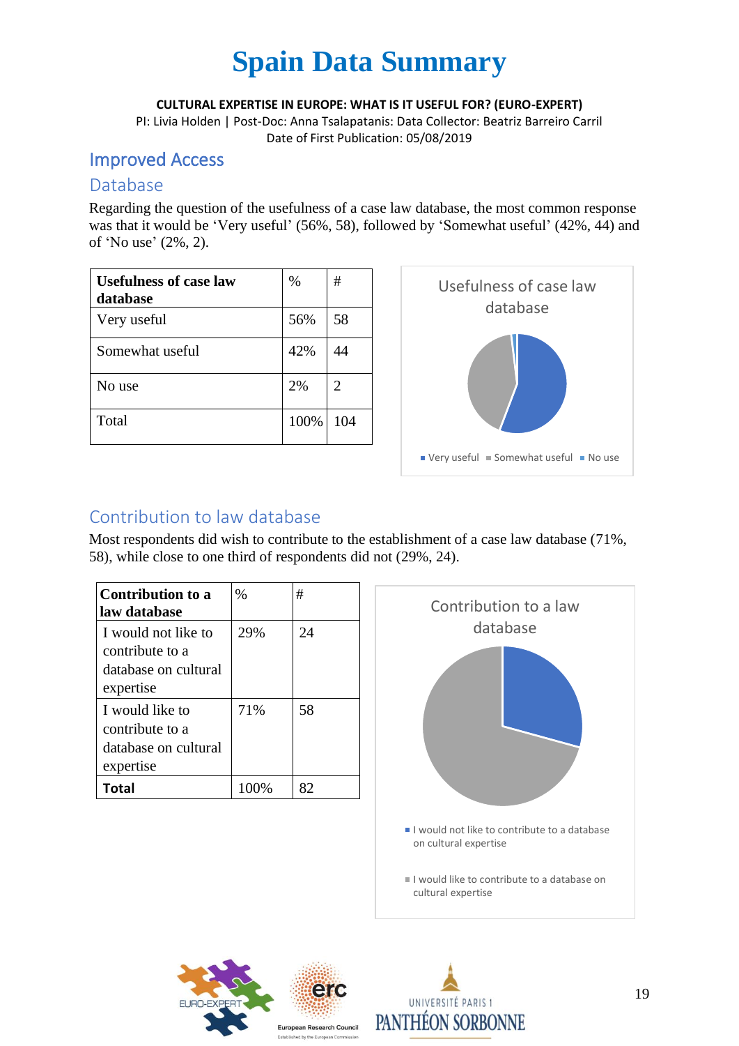# Spain Data Summary

**CULTURAL EXPERTISE IN EUROPE: WHAT IS IT USEFUL FOR? (EURO-EXPERT)**
PI: Livia Holden | Post-Doc: Anna Tsalapatanis: Data Collector: Beatriz Barreiro Carril
Date of First Publication: 05/08/2019

## Improved Access

### Database

Regarding the question of the usefulness of a case law database, the most common response was that it would be 'Very useful' (56%, 58), followed by 'Somewhat useful' (42%, 44) and of 'No use' (2%, 2).

| Usefulness of case law database | % | # |
|---|---|---|
| Very useful | 56% | 58 |
| Somewhat useful | 42% | 44 |
| No use | 2% | 2 |
| Total | 100% | 104 |

Usefulness of case law database

■ Very useful ■ Somewhat useful ■ No use

### Contribution to law database

Most respondents did wish to contribute to the establishment of a case law database (71%, 58), while close to one third of respondents did not (29%, 24).

| Contribution to a law database | % | # |
|---|---|---|
| I would not like to contribute to a database on cultural expertise | 29% | 24 |
| I would like to contribute to a database on cultural expertise | 71% | 58 |
| **Total** | 100% | 82 |

Contribution to a law database

■ I would not like to contribute to a database on cultural expertise

■ I would like to contribute to a database on cultural expertise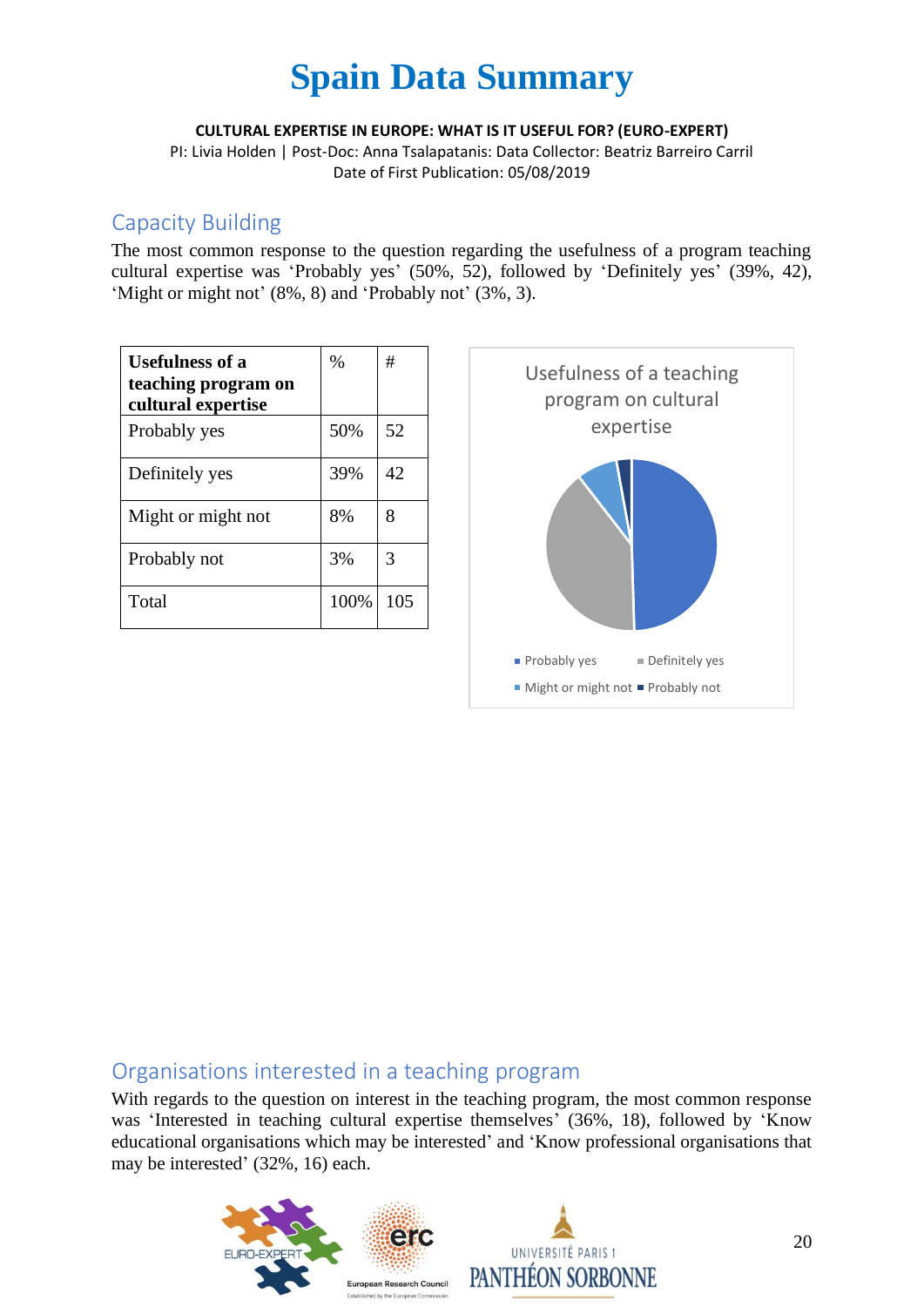# Spain Data Summary

**CULTURAL EXPERTISE IN EUROPE: WHAT IS IT USEFUL FOR? (EURO-EXPERT)**
PI: Livia Holden | Post-Doc: Anna Tsalapatanis: Data Collector: Beatriz Barreiro Carril
Date of First Publication: 05/08/2019

## Capacity Building

The most common response to the question regarding the usefulness of a program teaching cultural expertise was 'Probably yes' (50%, 52), followed by 'Definitely yes' (39%, 42), 'Might or might not' (8%, 8) and 'Probably not' (3%, 3).

| Usefulness of a teaching program on cultural expertise | % | # |
|---|---|---|
| Probably yes | 50% | 52 |
| Definitely yes | 39% | 42 |
| Might or might not | 8% | 8 |
| Probably not | 3% | 3 |
| Total | 100% | 105 |

Usefulness of a teaching program on cultural expertise

Probably yes | Definitely yes | Might or might not | Probably not

## Organisations interested in a teaching program

With regards to the question on interest in the teaching program, the most common response was 'Interested in teaching cultural expertise themselves' (36%, 18), followed by 'Know educational organisations which may be interested' and 'Know professional organisations that may be interested' (32%, 16) each.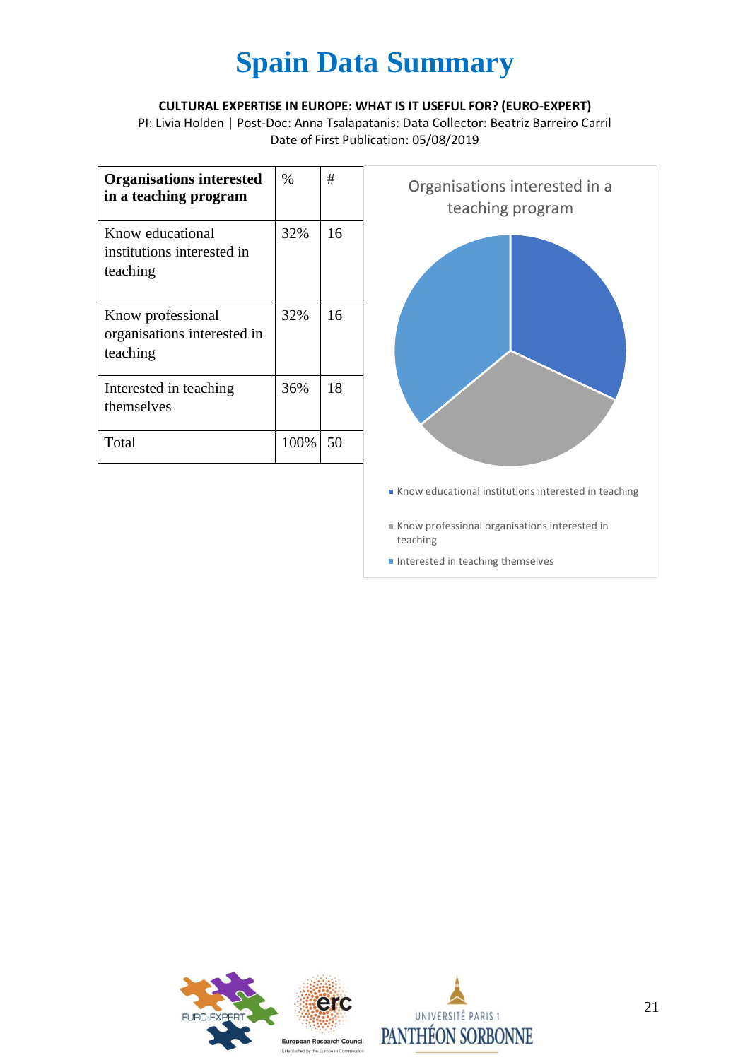# Spain Data Summary

**CULTURAL EXPERTISE IN EUROPE: WHAT IS IT USEFUL FOR? (EURO-EXPERT)**

PI: Livia Holden | Post-Doc: Anna Tsalapatanis: Data Collector: Beatriz Barreiro Carril

Date of First Publication: 05/08/2019

| **Organisations interested in a teaching program** | % | # |
|---|---|---|
| Know educational institutions interested in teaching | 32% | 16 |
| Know professional organisations interested in teaching | 32% | 16 |
| Interested in teaching themselves | 36% | 18 |
| Total | 100% | 50 |

Organisations interested in a teaching program

Know educational institutions interested in teaching

Know professional organisations interested in teaching

Interested in teaching themselves